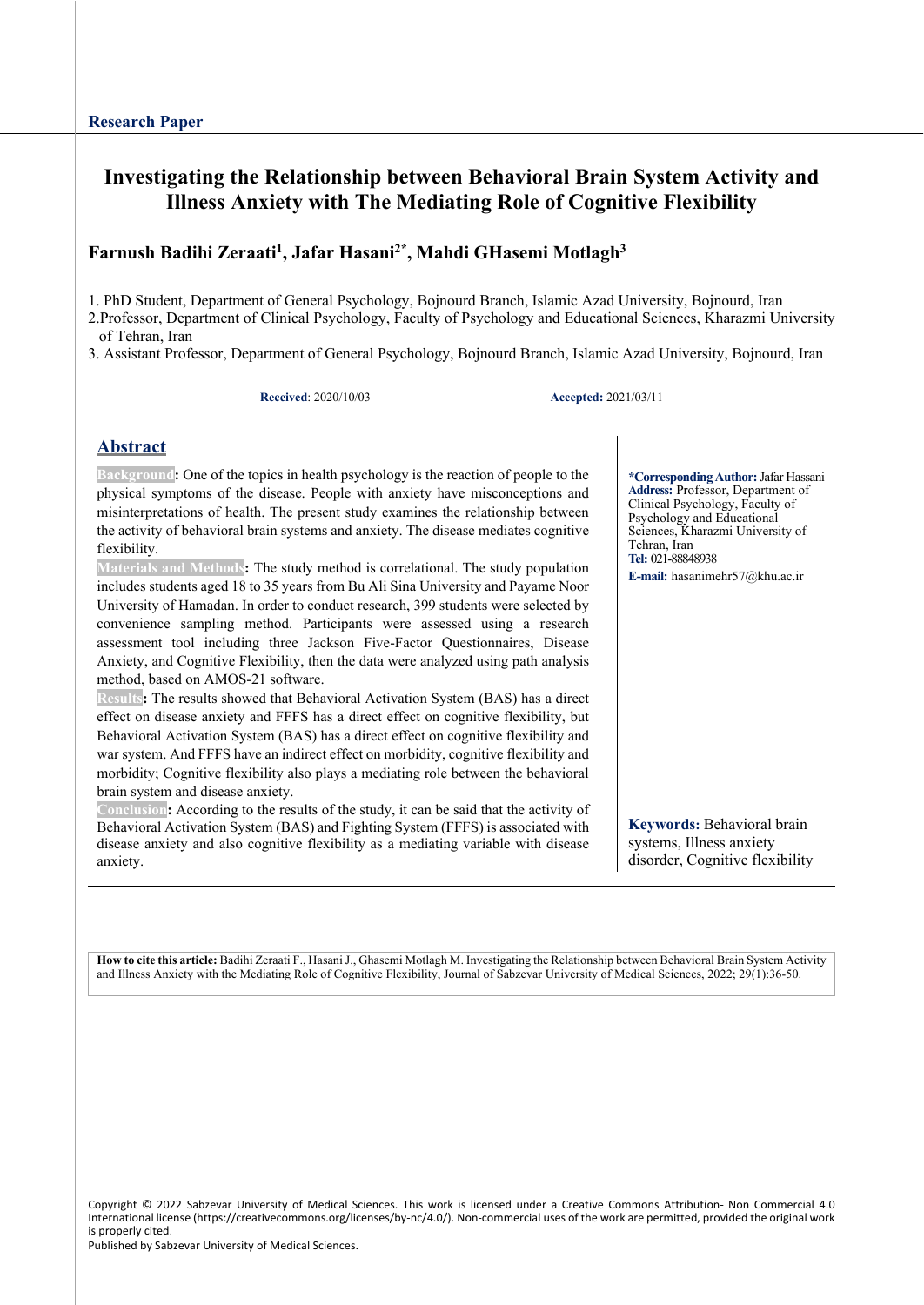**Research Paper**

# Investigating the Relationship between Behavioral Brain System Activity and Illness Anxiety with The Mediating Role of Cognitive Flexibility

**Farnush Badihi Zeraati[1], Jafar Hasani[2*], Mahdi GHasemi Motlagh[3]**

1. PhD Student, Department of General Psychology, Bojnourd Branch, Islamic Azad University, Bojnourd, Iran
2. Professor, Department of Clinical Psychology, Faculty of Psychology and Educational Sciences, Kharazmi University of Tehran, Iran
3. Assistant Professor, Department of General Psychology, Bojnourd Branch, Islamic Azad University, Bojnourd, Iran

**Received**: 2020/10/03 **Accepted:** 2021/03/11

## Abstract

**Background:** One of the topics in health psychology is the reaction of people to the physical symptoms of the disease. People with anxiety have misconceptions and misinterpretations of health. The present study examines the relationship between the activity of behavioral brain systems and anxiety. The disease mediates cognitive flexibility.

**Materials and Methods:** The study method is correlational. The study population includes students aged 18 to 35 years from Bu Ali Sina University and Payame Noor University of Hamadan. In order to conduct research, 399 students were selected by convenience sampling method. Participants were assessed using a research assessment tool including three Jackson Five-Factor Questionnaires, Disease Anxiety, and Cognitive Flexibility, then the data were analyzed using path analysis method, based on AMOS-21 software.

**Results:** The results showed that Behavioral Activation System (BAS) has a direct effect on disease anxiety and FFFS has a direct effect on cognitive flexibility, but Behavioral Activation System (BAS) has a direct effect on cognitive flexibility and war system. And FFFS have an indirect effect on morbidity, cognitive flexibility and morbidity; Cognitive flexibility also plays a mediating role between the behavioral brain system and disease anxiety.

**Conclusion:** According to the results of the study, it can be said that the activity of Behavioral Activation System (BAS) and Fighting System (FFFS) is associated with disease anxiety and also cognitive flexibility as a mediating variable with disease anxiety.

**Keywords:** Behavioral brain systems, Illness anxiety disorder, Cognitive flexibility

**\*Corresponding Author:** Jafar Hassani
**Address:** Professor, Department of Clinical Psychology, Faculty of Psychology and Educational Sciences, Kharazmi University of Tehran, Iran
**Tel:** 021-88848938
**E-mail:** hasanimehr57@khu.ac.ir

**How to cite this article:** Badihi Zeraati F., Hasani J., Ghasemi Motlagh M. Investigating the Relationship between Behavioral Brain System Activity and Illness Anxiety with the Mediating Role of Cognitive Flexibility, Journal of Sabzevar University of Medical Sciences, 2022; 29(1):36-50.

Copyright © 2022 Sabzevar University of Medical Sciences. This work is licensed under a Creative Commons Attribution- Non Commercial 4.0 International license (https://creativecommons.org/licenses/by-nc/4.0/). Non-commercial uses of the work are permitted, provided the original work is properly cited.
Published by Sabzevar University of Medical Sciences.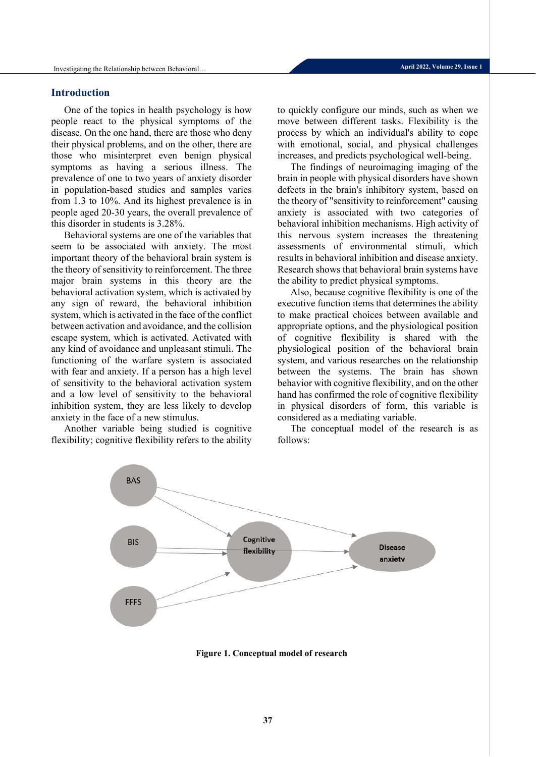## Introduction

One of the topics in health psychology is how people react to the physical symptoms of the disease. On the one hand, there are those who deny their physical problems, and on the other, there are those who misinterpret even benign physical symptoms as having a serious illness. The prevalence of one to two years of anxiety disorder in population-based studies and samples varies from 1.3 to 10%. And its highest prevalence is in people aged 20-30 years, the overall prevalence of this disorder in students is 3.28%.

Behavioral systems are one of the variables that seem to be associated with anxiety. The most important theory of the behavioral brain system is the theory of sensitivity to reinforcement. The three major brain systems in this theory are the behavioral activation system, which is activated by any sign of reward, the behavioral inhibition system, which is activated in the face of the conflict between activation and avoidance, and the collision escape system, which is activated. Activated with any kind of avoidance and unpleasant stimuli. The functioning of the warfare system is associated with fear and anxiety. If a person has a high level of sensitivity to the behavioral activation system and a low level of sensitivity to the behavioral inhibition system, they are less likely to develop anxiety in the face of a new stimulus.

Another variable being studied is cognitive flexibility; cognitive flexibility refers to the ability to quickly configure our minds, such as when we move between different tasks. Flexibility is the process by which an individual's ability to cope with emotional, social, and physical challenges increases, and predicts psychological well-being.

The findings of neuroimaging imaging of the brain in people with physical disorders have shown defects in the brain's inhibitory system, based on the theory of "sensitivity to reinforcement" causing anxiety is associated with two categories of behavioral inhibition mechanisms. High activity of this nervous system increases the threatening assessments of environmental stimuli, which results in behavioral inhibition and disease anxiety. Research shows that behavioral brain systems have the ability to predict physical symptoms.

Also, because cognitive flexibility is one of the executive function items that determines the ability to make practical choices between available and appropriate options, and the physiological position of cognitive flexibility is shared with the physiological position of the behavioral brain system, and various researches on the relationship between the systems. The brain has shown behavior with cognitive flexibility, and on the other hand has confirmed the role of cognitive flexibility in physical disorders of form, this variable is considered as a mediating variable.

The conceptual model of the research is as follows:

**Figure 1. Conceptual model of research**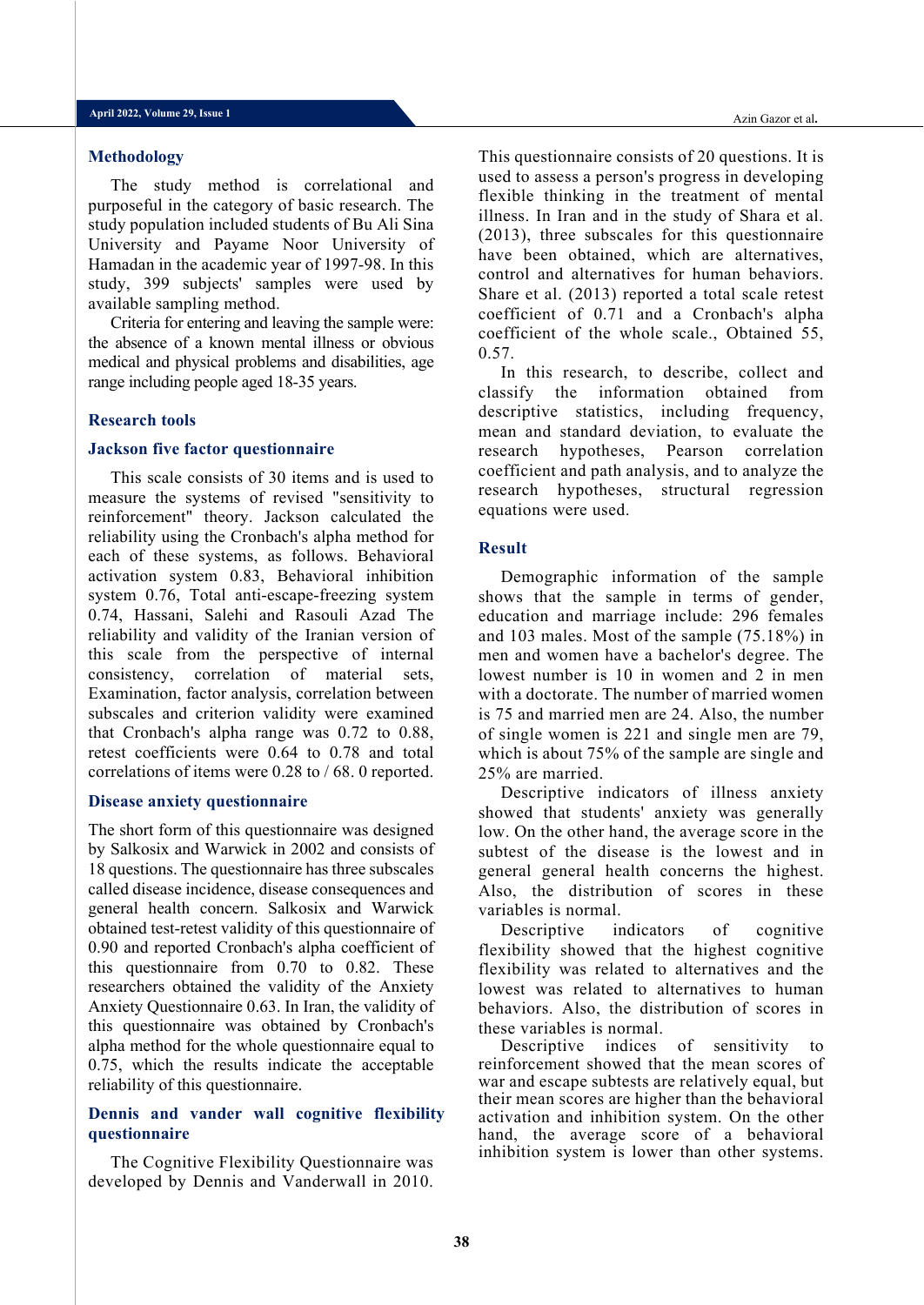## Methodology

The study method is correlational and purposeful in the category of basic research. The study population included students of Bu Ali Sina University and Payame Noor University of Hamadan in the academic year of 1997-98. In this study, 399 subjects' samples were used by available sampling method.

Criteria for entering and leaving the sample were: the absence of a known mental illness or obvious medical and physical problems and disabilities, age range including people aged 18-35 years.

## Research tools

### Jackson five factor questionnaire

This scale consists of 30 items and is used to measure the systems of revised "sensitivity to reinforcement" theory. Jackson calculated the reliability using the Cronbach's alpha method for each of these systems, as follows. Behavioral activation system 0.83, Behavioral inhibition system 0.76, Total anti-escape-freezing system 0.74, Hassani, Salehi and Rasouli Azad The reliability and validity of the Iranian version of this scale from the perspective of internal consistency, correlation of material sets, Examination, factor analysis, correlation between subscales and criterion validity were examined that Cronbach's alpha range was 0.72 to 0.88, retest coefficients were 0.64 to 0.78 and total correlations of items were 0.28 to / 68. 0 reported.

### Disease anxiety questionnaire

The short form of this questionnaire was designed by Salkosix and Warwick in 2002 and consists of 18 questions. The questionnaire has three subscales called disease incidence, disease consequences and general health concern. Salkosix and Warwick obtained test-retest validity of this questionnaire of 0.90 and reported Cronbach's alpha coefficient of this questionnaire from 0.70 to 0.82. These researchers obtained the validity of the Anxiety Anxiety Questionnaire 0.63. In Iran, the validity of this questionnaire was obtained by Cronbach's alpha method for the whole questionnaire equal to 0.75, which the results indicate the acceptable reliability of this questionnaire.

### Dennis and vander wall cognitive flexibility questionnaire

The Cognitive Flexibility Questionnaire was developed by Dennis and Vanderwall in 2010. This questionnaire consists of 20 questions. It is used to assess a person's progress in developing flexible thinking in the treatment of mental illness. In Iran and in the study of Shara et al. (2013), three subscales for this questionnaire have been obtained, which are alternatives, control and alternatives for human behaviors. Share et al. (2013) reported a total scale retest coefficient of 0.71 and a Cronbach's alpha coefficient of the whole scale., Obtained 55, 0.57.

In this research, to describe, collect and classify the information obtained from descriptive statistics, including frequency, mean and standard deviation, to evaluate the research hypotheses, Pearson correlation coefficient and path analysis, and to analyze the research hypotheses, structural regression equations were used.

## Result

Demographic information of the sample shows that the sample in terms of gender, education and marriage include: 296 females and 103 males. Most of the sample (75.18%) in men and women have a bachelor's degree. The lowest number is 10 in women and 2 in men with a doctorate. The number of married women is 75 and married men are 24. Also, the number of single women is 221 and single men are 79, which is about 75% of the sample are single and 25% are married.

Descriptive indicators of illness anxiety showed that students' anxiety was generally low. On the other hand, the average score in the subtest of the disease is the lowest and in general general health concerns the highest. Also, the distribution of scores in these variables is normal.

Descriptive indicators of cognitive flexibility showed that the highest cognitive flexibility was related to alternatives and the lowest was related to alternatives to human behaviors. Also, the distribution of scores in these variables is normal.

Descriptive indices of sensitivity to reinforcement showed that the mean scores of war and escape subtests are relatively equal, but their mean scores are higher than the behavioral activation and inhibition system. On the other hand, the average score of a behavioral inhibition system is lower than other systems.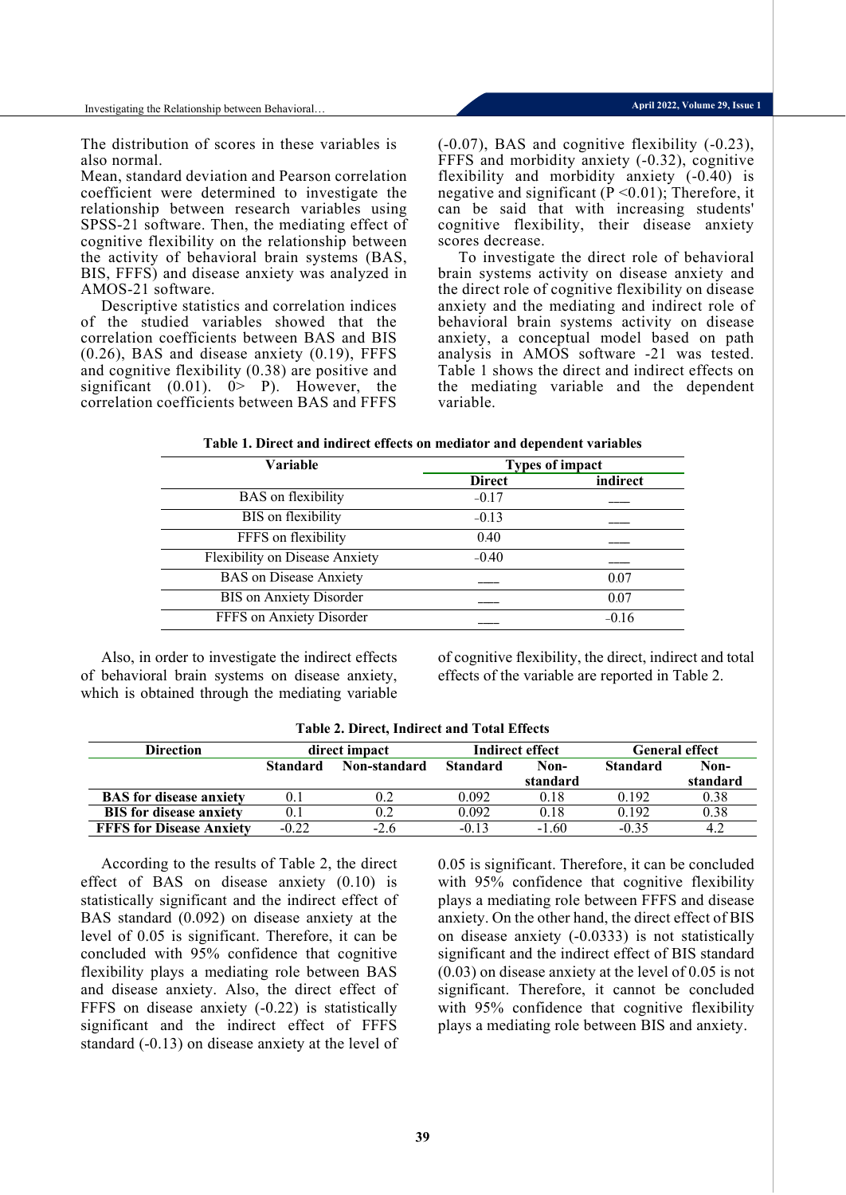The distribution of scores in these variables is also normal.

Mean, standard deviation and Pearson correlation coefficient were determined to investigate the relationship between research variables using SPSS-21 software. Then, the mediating effect of cognitive flexibility on the relationship between the activity of behavioral brain systems (BAS, BIS, FFFS) and disease anxiety was analyzed in AMOS-21 software.

Descriptive statistics and correlation indices of the studied variables showed that the correlation coefficients between BAS and BIS (0.26), BAS and disease anxiety (0.19), FFFS and cognitive flexibility (0.38) are positive and significant (0.01). 0> P). However, the correlation coefficients between BAS and FFFS (-0.07), BAS and cognitive flexibility (-0.23), FFFS and morbidity anxiety (-0.32), cognitive flexibility and morbidity anxiety (-0.40) is negative and significant (P <0.01); Therefore, it can be said that with increasing students' cognitive flexibility, their disease anxiety scores decrease.

To investigate the direct role of behavioral brain systems activity on disease anxiety and the direct role of cognitive flexibility on disease anxiety and the mediating and indirect role of behavioral brain systems activity on disease anxiety, a conceptual model based on path analysis in AMOS software -21 was tested. Table 1 shows the direct and indirect effects on the mediating variable and the dependent variable.

**Table 1. Direct and indirect effects on mediator and dependent variables**

| Variable | Types of impact | |
|---|---|---|
| | Direct | indirect |
| BAS on flexibility | -0.17 | ___ |
| BIS on flexibility | -0.13 | ___ |
| FFFS on flexibility | 0.40 | ___ |
| Flexibility on Disease Anxiety | -0.40 | ___ |
| BAS on Disease Anxiety | ___ | 0.07 |
| BIS on Anxiety Disorder | ___ | 0.07 |
| FFFS on Anxiety Disorder | ___ | -0.16 |

Also, in order to investigate the indirect effects of behavioral brain systems on disease anxiety, which is obtained through the mediating variable of cognitive flexibility, the direct, indirect and total effects of the variable are reported in Table 2.

**Table 2. Direct, Indirect and Total Effects**

| Direction | direct impact | | Indirect effect | | General effect | |
|---|---|---|---|---|---|---|
| | Standard | Non-standard | Standard | Non-standard | Standard | Non-standard |
| **BAS for disease anxiety** | 0.1 | 0.2 | 0.092 | 0.18 | 0.192 | 0.38 |
| **BIS for disease anxiety** | 0.1 | 0.2 | 0.092 | 0.18 | 0.192 | 0.38 |
| **FFFS for Disease Anxiety** | -0.22 | -2.6 | -0.13 | -1.60 | -0.35 | 4.2 |

According to the results of Table 2, the direct effect of BAS on disease anxiety (0.10) is statistically significant and the indirect effect of BAS standard (0.092) on disease anxiety at the level of 0.05 is significant. Therefore, it can be concluded with 95% confidence that cognitive flexibility plays a mediating role between BAS and disease anxiety. Also, the direct effect of FFFS on disease anxiety (-0.22) is statistically significant and the indirect effect of FFFS standard (-0.13) on disease anxiety at the level of 0.05 is significant. Therefore, it can be concluded with 95% confidence that cognitive flexibility plays a mediating role between FFFS and disease anxiety. On the other hand, the direct effect of BIS on disease anxiety (-0.0333) is not statistically significant and the indirect effect of BIS standard (0.03) on disease anxiety at the level of 0.05 is not significant. Therefore, it cannot be concluded with 95% confidence that cognitive flexibility plays a mediating role between BIS and anxiety.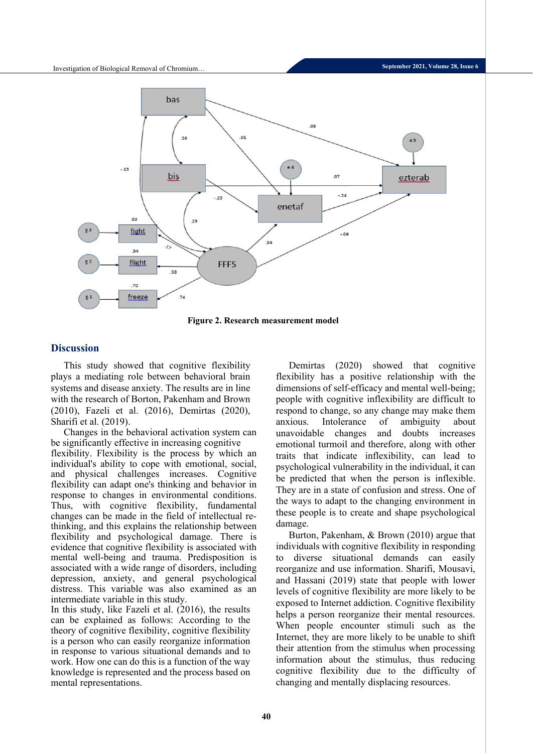**Figure 2. Research measurement model**

## Discussion

This study showed that cognitive flexibility plays a mediating role between behavioral brain systems and disease anxiety. The results are in line with the research of Borton, Pakenham and Brown (2010), Fazeli et al. (2016), Demirtas (2020), Sharifi et al. (2019).

Changes in the behavioral activation system can be significantly effective in increasing cognitive flexibility. Flexibility is the process by which an individual's ability to cope with emotional, social, and physical challenges increases. Cognitive flexibility can adapt one's thinking and behavior in response to changes in environmental conditions. Thus, with cognitive flexibility, fundamental changes can be made in the field of intellectual re-thinking, and this explains the relationship between flexibility and psychological damage. There is evidence that cognitive flexibility is associated with mental well-being and trauma. Predisposition is associated with a wide range of disorders, including depression, anxiety, and general psychological distress. This variable was also examined as an intermediate variable in this study.

In this study, like Fazeli et al. (2016), the results can be explained as follows: According to the theory of cognitive flexibility, cognitive flexibility is a person who can easily reorganize information in response to various situational demands and to work. How one can do this is a function of the way knowledge is represented and the process based on mental representations.

Demirtas (2020) showed that cognitive flexibility has a positive relationship with the dimensions of self-efficacy and mental well-being; people with cognitive inflexibility are difficult to respond to change, so any change may make them anxious. Intolerance of ambiguity about unavoidable changes and doubts increases emotional turmoil and therefore, along with other traits that indicate inflexibility, can lead to psychological vulnerability in the individual, it can be predicted that when the person is inflexible. They are in a state of confusion and stress. One of the ways to adapt to the changing environment in these people is to create and shape psychological damage.

Burton, Pakenham, & Brown (2010) argue that individuals with cognitive flexibility in responding to diverse situational demands can easily reorganize and use information. Sharifi, Mousavi, and Hassani (2019) state that people with lower levels of cognitive flexibility are more likely to be exposed to Internet addiction. Cognitive flexibility helps a person reorganize their mental resources. When people encounter stimuli such as the Internet, they are more likely to be unable to shift their attention from the stimulus when processing information about the stimulus, thus reducing cognitive flexibility due to the difficulty of changing and mentally displacing resources.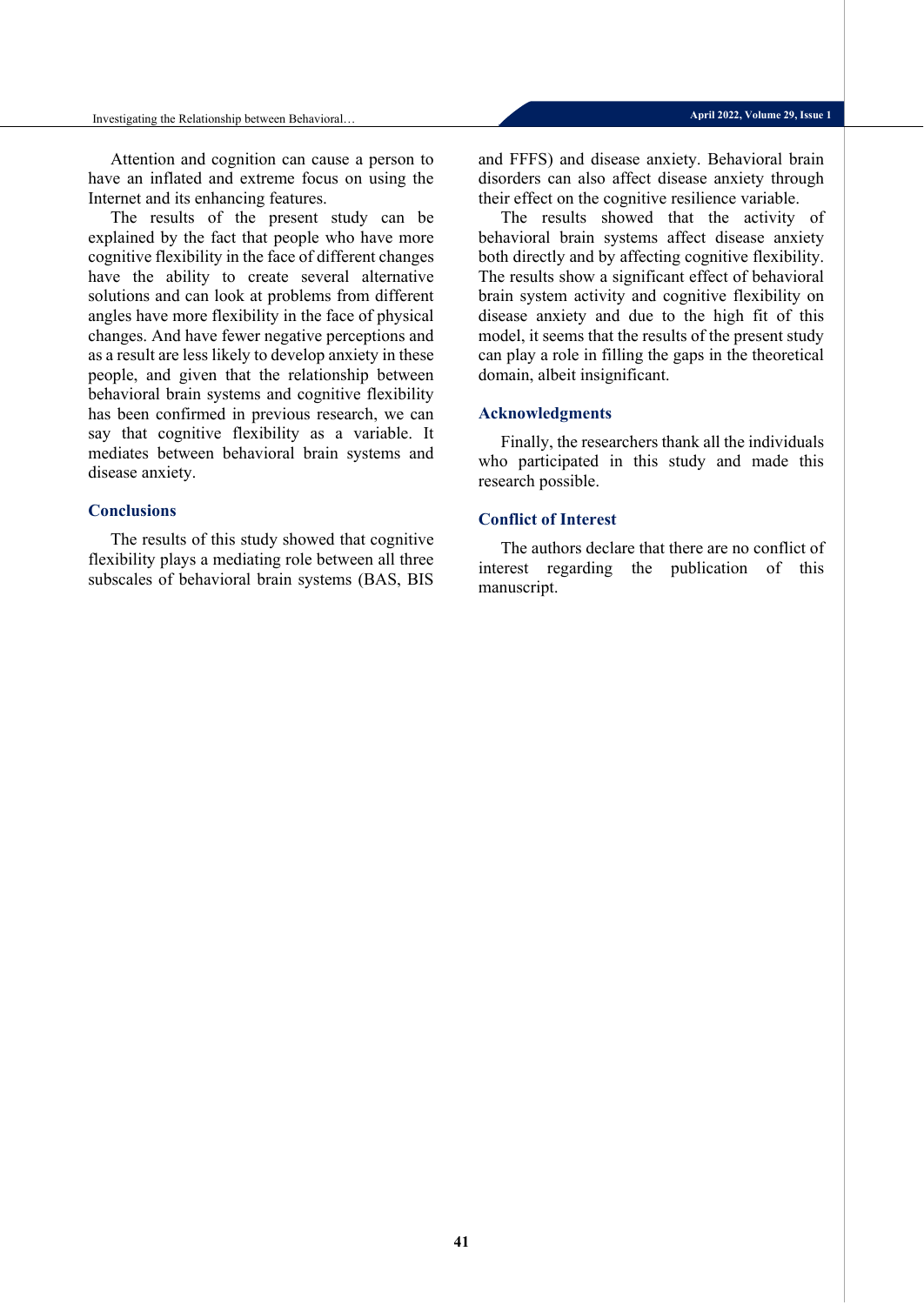Attention and cognition can cause a person to have an inflated and extreme focus on using the Internet and its enhancing features.

The results of the present study can be explained by the fact that people who have more cognitive flexibility in the face of different changes have the ability to create several alternative solutions and can look at problems from different angles have more flexibility in the face of physical changes. And have fewer negative perceptions and as a result are less likely to develop anxiety in these people, and given that the relationship between behavioral brain systems and cognitive flexibility has been confirmed in previous research, we can say that cognitive flexibility as a variable. It mediates between behavioral brain systems and disease anxiety.

## Conclusions

The results of this study showed that cognitive flexibility plays a mediating role between all three subscales of behavioral brain systems (BAS, BIS and FFFS) and disease anxiety. Behavioral brain disorders can also affect disease anxiety through their effect on the cognitive resilience variable.

The results showed that the activity of behavioral brain systems affect disease anxiety both directly and by affecting cognitive flexibility. The results show a significant effect of behavioral brain system activity and cognitive flexibility on disease anxiety and due to the high fit of this model, it seems that the results of the present study can play a role in filling the gaps in the theoretical domain, albeit insignificant.

## Acknowledgments

Finally, the researchers thank all the individuals who participated in this study and made this research possible.

## Conflict of Interest

The authors declare that there are no conflict of interest regarding the publication of this manuscript.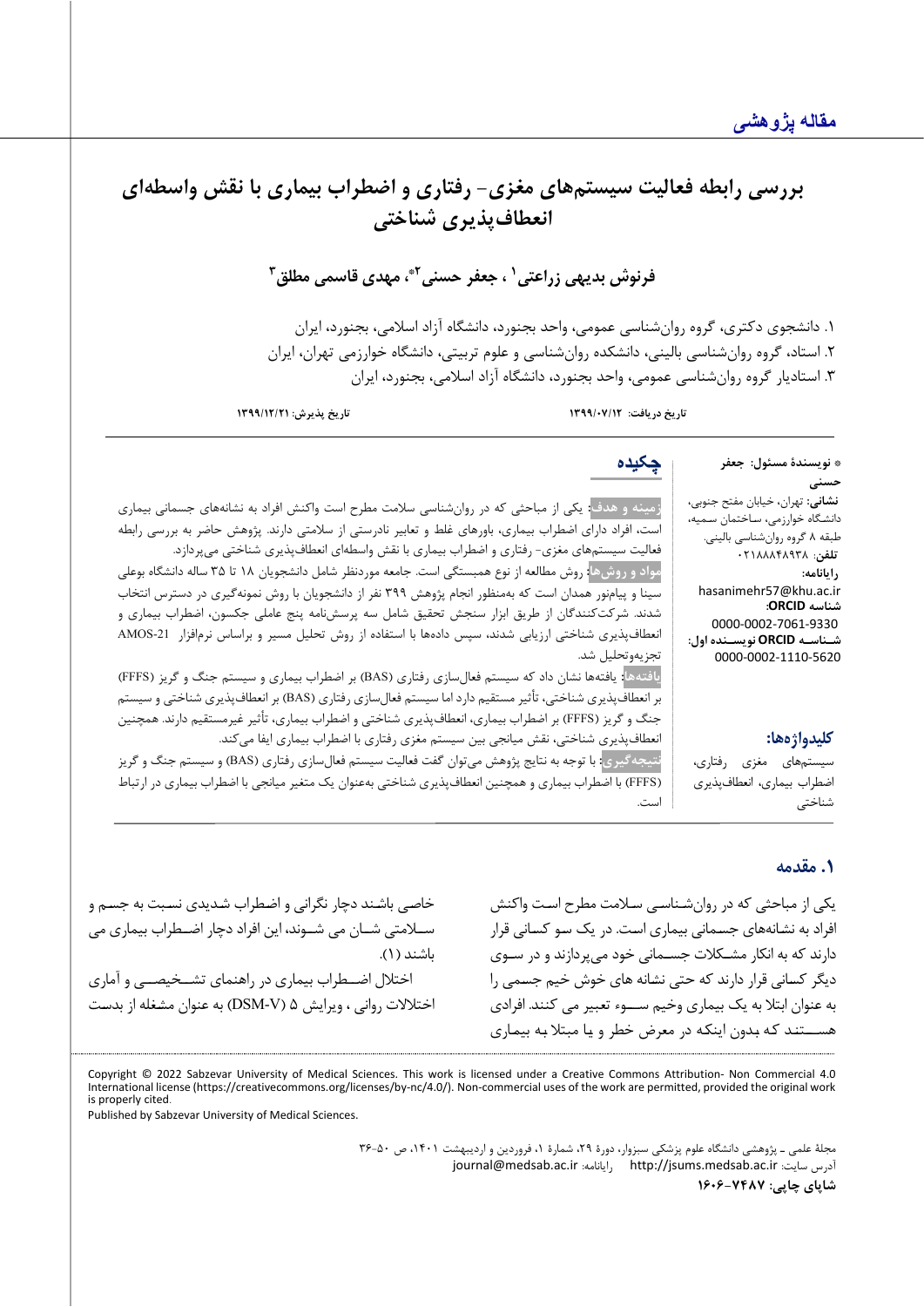مقاله پژوهشی

# بررسی رابطه فعالیت سیستم‌های مغزی- رفتاری و اضطراب بیماری با نقش واسطه‌ای انعطاف‌پذیری شناختی

**فرنوش بدیهی زراعتی[1] ، جعفر حسنی[2*]، مهدی قاسمی مطلق[3]**

۱. دانشجوی دکتری، گروه روان‌شناسی عمومی، واحد بجنورد، دانشگاه آزاد اسلامی، بجنورد، ایران
۲. استاد، گروه روان‌شناسی بالینی، دانشکده روان‌شناسی و علوم تربیتی، دانشگاه خوارزمی تهران، ایران
۳. استادیار گروه روان‌شناسی عمومی، واحد بجنورد، دانشگاه آزاد اسلامی، بجنورد، ایران

**تاریخ دریافت:** ۱۳۹۹/۰۷/۱۲ **تاریخ پذیرش:** ۱۳۹۹/۱۲/۲۱

* **نویسندهٔ مسئول:** جعفر حسنی
**نشانی:** تهران، خیابان مفتح جنوبی، دانشگاه خوارزمی، ساختمان سمیه، طبقه ۸ گروه روان‌شناسی بالینی.
**تلفن:** ۰۲۱۸۸۸۴۸۹۳۸
**رایانامه:** hasanimehr57@khu.ac.ir
**شناسه ORCID:** 0000-0002-7061-9330
**شناسه ORCID نویسنده اول:** 0000-0002-1110-5620

## چکیده

**زمینه و هدف:** یکی از مباحثی که در روان‌شناسی سلامت مطرح است واکنش افراد به نشانه‌های جسمانی بیماری است، افراد دارای اضطراب بیماری، باورهای غلط و تعابیر نادرستی از سلامتی دارند. پژوهش حاضر به بررسی رابطه فعالیت سیستم‌های مغزی- رفتاری و اضطراب بیماری با نقش واسطه‌ای انعطاف‌پذیری شناختی می‌پردازد.

**مواد و روش‌ها:** روش مطالعه از نوع همبستگی است. جامعه موردنظر شامل دانشجویان ۱۸ تا ۳۵ ساله دانشگاه بوعلی سینا و پیام‌نور همدان است که به‌منظور انجام پژوهش ۳۹۹ نفر از دانشجویان با روش نمونه‌گیری در دسترس انتخاب شدند. شرکت‌کنندگان از طریق ابزار سنجش تحقیق شامل سه پرسش‌نامه پنج عاملی جکسون، اضطراب بیماری و انعطاف‌پذیری شناختی ارزیابی شدند، سپس داده‌ها با استفاده از روش تحلیل مسیر و براساس نرم‌افزار AMOS-21 تجزیه‌وتحلیل شد.

**یافته‌ها:** یافته‌ها نشان داد که سیستم فعال‌سازی رفتاری (BAS) بر اضطراب بیماری و سیستم جنگ و گریز (FFFS) بر انعطاف‌پذیری شناختی، تأثیر مستقیم دارد اما سیستم فعال‌سازی رفتاری (BAS) بر انعطاف‌پذیری شناختی و سیستم جنگ و گریز (FFFS) بر اضطراب بیماری، انعطاف‌پذیری شناختی و اضطراب بیماری، تأثیر غیرمستقیم دارند. همچنین انعطاف‌پذیری شناختی، نقش میانجی بین سیستم مغزی رفتاری با اضطراب بیماری ایفا می‌کند.

**نتیجه‌گیری:** با توجه به نتایج پژوهش می‌توان گفت فعالیت سیستم فعال‌سازی رفتاری (BAS) و سیستم جنگ و گریز (FFFS) با اضطراب بیماری و همچنین انعطاف‌پذیری شناختی به‌عنوان یک متغیر میانجی با اضطراب بیماری در ارتباط است.

**کلیدواژه‌ها:** سیستم‌های مغزی رفتاری، اضطراب بیماری، انعطاف‌پذیری شناختی

## ۱. مقدمه

یکی از مباحثی که در روان‌شناسی سلامت مطرح است واکنش افراد به نشانه‌های جسمانی بیماری است. در یک سو کسانی قرار دارند که به انکار مشکلات جسمانی خود می‌پردازند و در سوی دیگر کسانی قرار دارند که حتی نشانه های خوش خیم جسمی را به عنوان ابتلا به یک بیماری وخیم سوء تعبیر می کنند. افرادی هستند که بدون اینکه در معرض خطر و یا مبتلا به بیماری خاصی باشند دچار نگرانی و اضطراب شدیدی نسبت به جسم و سلامتی شان می شوند، این افراد دچار اضطراب بیماری می باشند (۱).

اختلال اضطراب بیماری در راهنمای تشخیصی و آماری اختلالات روانی ، ویرایش ۵ (DSM-V) به عنوان مشغله از بدست

Copyright © 2022 Sabzevar University of Medical Sciences. This work is licensed under a Creative Commons Attribution- Non Commercial 4.0 International license (https://creativecommons.org/licenses/by-nc/4.0/). Non-commercial uses of the work are permitted, provided the original work is properly cited.
Published by Sabzevar University of Medical Sciences.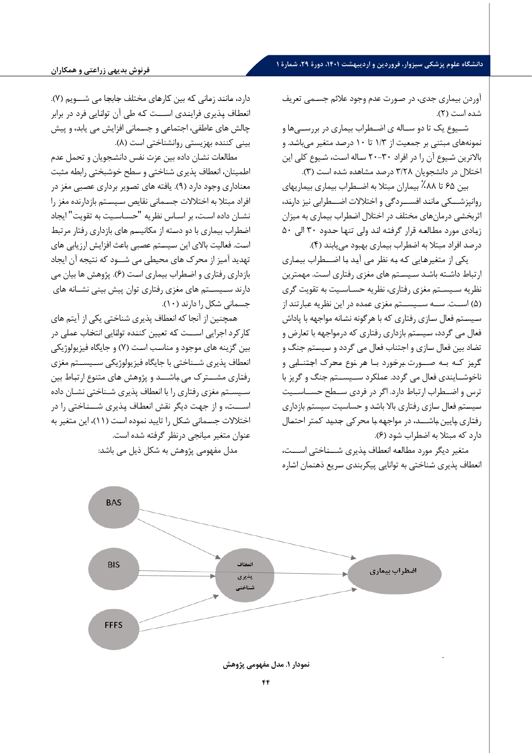آوردن بیماری جدی، در صورت عدم وجود علائم جسمی تعریف شده است (۲).

شـیوع یک تا دو سـاله ی اضـطراب بیماری در بررسـی‌ها و نمونه‌های مبتنی بر جمعیت از ۱/۳ تا ۱۰ درصد متغیر می‌باشد. و بالاترین شیوع آن را در افراد ۳۰-۲۰ ساله است، شیوع کلی این اختلال در دانشجویان ۳/۲۸ درصد مشاهده شده است (۳).

بین ۶۵ تا ۸۸٪ بیماران مبتلا به اضـطراب بیماری بیماریهای روانپزشـکی مانند افسـردگی و اختلالات اضـطرابی نیز دارند، اثربخشی درمان‌های مختلف در اختلال اضطراب بیماری به میزان زیادی مورد مطالعه قرار گرفته اند ولی تنها حدود ۳۰ الی ۵۰ درصد افراد مبتلا به اضطراب بیماری بهبود می‌یابند (۴).

یکی از متغیرهایی که به نظر می آید با اضـطراب بیماری ارتباط داشته باشد سیستم های مغزی رفتاری است. مهمترین نظریه سیستم مغزی رفتاری، نظریه حساسیت به تقویت گری (۵) است. سه سیستم مغزی عمده در این نظریه عبارتند از سیستم فعال سازی رفتاری که با هرگونه نشانه مواجهه با پاداش فعال می گردد، سیستم بازداری رفتاری که درمواجهه با تعارض و تضاد بین فعال سازی و اجتناب فعال می گردد و سیستم جنگ و گریز که به صـورت برخورد با هر نوع محرک اجتنـابی و ناخوشایندی فعال می گردد. عملکرد سیستم جنگ و گریز با ترس و اضـطراب ارتباط دارد. اگر در فردی سطح حساسیت سیستم فعال سازی رفتاری بالا باشد و حساسیت سیستم بازداری رفتاری پایین باشـد، در مواجهه با محرکی جدید کمتر احتمال دارد که مبتلا به اضطراب شود (۶).

متغیر دیگر مورد مطالعه انعطاف پذیری شـناختی اسـت، انعطاف پذیری شناختی به توانایی پیکربندی سریع ذهنمان اشاره دارد، مانند زمانی که بین کارهای مختلف جابجا می شـویم (۷). انعطاف پذیری فرایندی اسـت که طی آن توانایی فرد در برابر چالش های عاطفی، اجتماعی و جسمانی افزایش می یابد، و پیش بینی کننده بهزیستی روانشناختی است (۸).

مطالعات نشان داده بین عزت نفس دانشجویان و تحمل عدم اطمینان، انعطاف پذیری شناختی و سطح خوشبختی رابطه مثبت معناداری وجود دارد (۹). یافته های تصویر برداری عصبی مغز در افراد مبتلا به اختلالات جسمانی نقایص سیستم بازدارنده مغز را نشان داده است، بر اساس نظریه "حساسیت به تقویت" ایجاد اضطراب بیماری با دو دسته از مکانیسم های بازداری رفتار مرتبط است. فعالیت بالای این سیستم عصبی باعث افزایش ارزیابی های تهدید آمیز از محرک های محیطی می شـود که نتیجه آن ایجاد بازداری رفتاری و اضطراب بیماری است (۶). پژوهش ها بیان می دارند سیستم های مغزی رفتاری توان پیش بینی نشانه های جسمانی شکل را دارند (۱۰).

همچنین از آنجا که انعطاف پذیری شناختی یکی از آیتم های کارکرد اجرایی اسـت که تعیین کننده توانایی انتخاب عملی در بین گزینه های موجود و مناسب است (۷) و جایگاه فیزیولوژیکی انعطاف پذیری شـناختی با جایگاه فیزیولوژیکی سیستم مغزی رفتاری مشـترک می باشـد و پژوهش های متنوع ارتباط بین سیستم مغزی رفتاری را با انعطاف پذیری شـناختی نشـان داده اسـت، و از جهت دیگر نقش انعطاف پذیری شـناختی را در اختلالات جسمانی شکل را تایید نموده است (۱۱)، این متغیر به عنوان متغیر میانجی درنظر گرفته شده است.

مدل مفهومی پژوهش به شکل ذیل می باشد:

**نمودار ۱. مدل مفهومی پژوهش**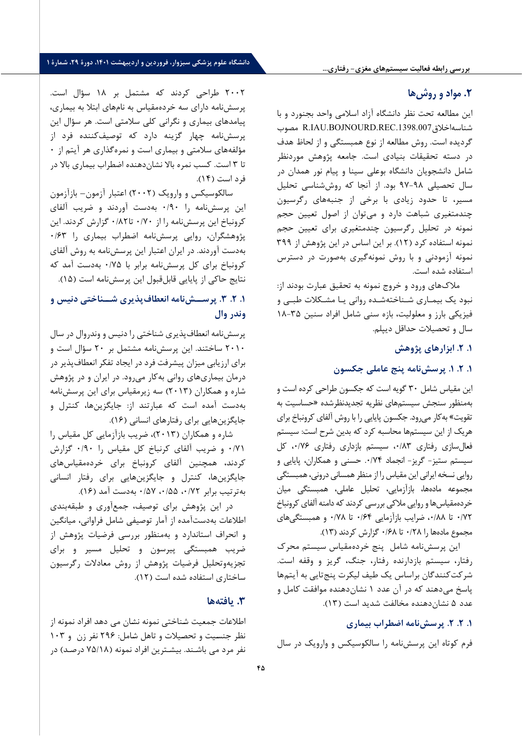## ۲. مواد و روش‌ها

این مطالعه تحت نظر دانشگاه آزاد اسلامی واحد بجنورد و با شناسه‌اخلاق R.IAU.BOJNOURD.REC.1398.007 مصوب گردیده است. روش مطالعه از نوع همبستگی و از لحاظ هدف در دسته تحقیقات بنیادی است. جامعه پژوهش موردنظر شامل دانشجویان دانشگاه بوعلی سینا و پیام نور همدان در سال تحصیلی ۹۸-۹۷ بود. از آنجا که روش‌شناسی تحلیل مسیر، تا حدود زیادی با برخی از جنبه‌های رگرسیون چندمتغیری شباهت دارد و می‌توان از اصول تعیین حجم نمونه در تحلیل رگرسیون چندمتغیری برای تعیین حجم نمونه استفاده کرد (۱۲). بر این اساس در این پژوهش از ۳۹۹ نمونه آزمودنی و با روش نمونه‌گیری به‌صورت در دسترس استفاده شده است.

ملاک‌های ورود و خروج نمونه به تحقیق عبارت بودند از: نبود یک بیماری شناخته‌شده روانی یا مشکلات طبی و فیزیکی بارز و معلولیت، بازه سنی شامل افراد سنین ۳۵-۱۸ سال و تحصیلات حداقل دیپلم.

### ۱. ۲. ابزارهای پژوهش

### ۱. ۱. ۲. پرسش‌نامه پنج عاملی جکسون

این مقیاس شامل ۳۰ گویه است که جکسون طراحی کرده است و به‌منظور سنجش سیستم‌های نظریه تجدیدنظرشده «حساسیت به تقویت» به‌کار می‌رود. جکسون پایایی را با روش آلفای کرونباخ برای هریک از این سیستم‌ها محاسبه کرد که بدین شرح است: سیستم فعال‌سازی رفتاری ۰/۸۳، سیستم بازداری رفتاری ۰/۷۶، کل سیستم ستیز- گریز- انجماد ۰/۷۴. حسنی و همکاران، پایایی و روایی نسخه ایرانی این مقیاس را از منظر همسانی درونی، همبستگی مجموعه ماده‌ها، بازآزمایی، تحلیل عاملی، همبستگی میان خرده‌مقیاس‌ها و روایی ملاکی بررسی کردند که دامنه آلفای کرونباخ ۰/۷۲ تا ۰/۸۸، ضرایب بازآزمایی ۰/۶۴ تا ۰/۷۸ و همبستگی‌های مجموع ماده‌ها را ۰/۲۸ تا ۰/۶۸ گزارش کردند (۱۳).

این پرسش‌نامه شامل پنج خرده‌مقیاس سیستم محرک رفتار، سیستم بازدارنده رفتار، جنگ، گریز و وقفه است. شرکت‌کنندگان براساس یک طیف لیکرت پنج‌تایی به آیتم‌ها پاسخ می‌دهند که در آن عدد ۱ نشان‌دهنده موافقت کامل و عدد ۵ نشان‌دهنده مخالفت شدید است (۱۳).

### ۲. ۱. ۲. پرسش‌نامه اضطراب بیماری

فرم کوتاه این پرسش‌نامه را سالکوسیکس و وارویک در سال ۲۰۰۲ طراحی کردند که مشتمل بر ۱۸ سؤال است. پرسش‌نامه دارای سه خرده‌مقیاس به نام‌های ابتلا به بیماری، پیامدهای بیماری و نگرانی کلی سلامتی است. هر سؤال این پرسش‌نامه چهار گزینه دارد که توصیف‌کننده فرد از مؤلفه‌های سلامتی و بیماری است و نمره‌گذاری هر آیتم از ۰ تا ۳ است. کسب نمره بالا نشان‌دهنده اضطراب بیماری بالا در فرد است (۱۴).

سالکوسیکس و وارویک (۲۰۰۲) اعتبار آزمون– بازآزمون این پرسش‌نامه را ۰/۹۰ به‌دست آوردند و ضریب آلفای کرونباخ این پرسش‌نامه را از ۰/۷۰ تا۰/۸۲ گزارش کردند. این پژوهشگران، روایی پرسش‌نامه اضطراب بیماری را ۰/۶۳ به‌دست آوردند. در ایران اعتبار این پرسش‌نامه به روش آلفای کرونباخ برای کل پرسش‌نامه برابر با ۰/۷۵ به‌دست آمد که نتایج حاکی از پایایی قابل‌قبول این پرسش‌نامه است (۱۵).

### ۳. ۱. ۲. پرسش‌نامه انعطاف‌پذیری شناختی دنیس و وندر وال

پرسش‌نامه انعطاف‌پذیری شناختی را دنیس و وندروال در سال ۲۰۱۰ ساختند. این پرسش‌نامه مشتمل بر ۲۰ سؤال است و برای ارزیابی میزان پیشرفت فرد در ایجاد تفکر انعطاف‌پذیر در درمان بیماری‌های روانی به‌کار می‌رود. در ایران و در پژوهش شاره و همکاران (۲۰۱۳) سه زیرمقیاس برای این پرسش‌نامه به‌دست آمده است که عبارتند از: جایگزین‌ها، کنترل و جایگزین‌هایی برای رفتارهای انسانی (۱۶).

شاره و همکاران (۲۰۱۳)، ضریب بازآزمایی کل مقیاس را ۰/۷۱ و ضریب آلفای کرنباخ کل مقیاس را ۰/۹۰ گزارش کردند، همچنین آلفای کرونباخ برای خرده‌مقیاس‌های جایگزین‌ها، کنترل و جایگزین‌هایی برای رفتار انسانی به‌ترتیب برابر ۰/۷۲، ۰/۵۵، ۰/۵۷ به‌دست آمد (۱۶).

در این پژوهش برای توصیف، جمع‌آوری و طبقه‌بندی اطلاعات به‌دست‌آمده از آمار توصیفی شامل فراوانی، میانگین و انحراف استاندارد و به‌منظور بررسی فرضیات پژوهش از ضریب همبستگی پیرسون و تحلیل مسیر و برای تجزیه‌وتحلیل فرضیات پژوهش از روش معادلات رگرسیون ساختاری استفاده شده است (۱۲).

## ۳. یافته‌ها

اطلاعات جمعیت شناختی نمونه نشان می دهد افراد نمونه از نظر جنسیت و تحصیلات و تاهل شامل: ۲۹۶ نفر زن و ۱۰۳ نفر مرد می باشند. بیشترین افراد نمونه (۷۵/۱۸ درصد) در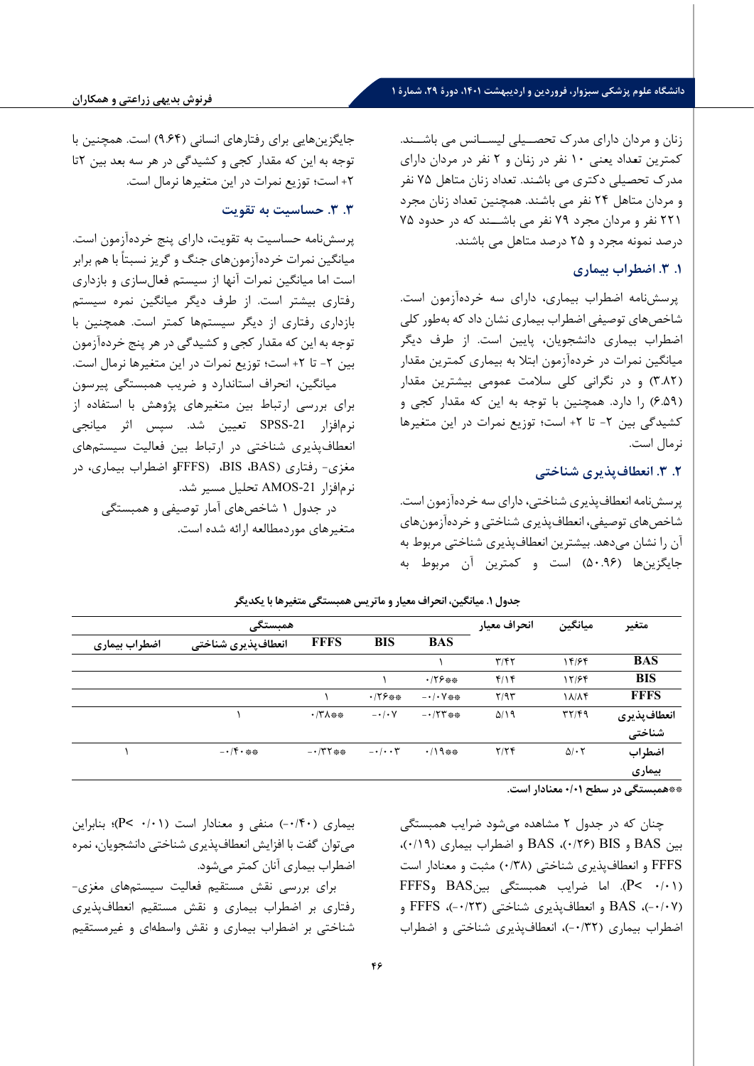زنان و مردان دارای مدرک تحصیلی لیسانس می باشند. کمترین تعداد یعنی ۱۰ نفر در زنان و ۲ نفر در مردان دارای مدرک تحصیلی دکتری می باشند. تعداد زنان متاهل ۷۵ نفر و مردان متاهل ۲۴ نفر می باشند. همچنین تعداد زنان مجرد ۲۲۱ نفر و مردان مجرد ۷۹ نفر می باشند که در حدود ۷۵ درصد نمونه مجرد و ۲۵ درصد متاهل می باشند.

### ۱. ۳. اضطراب بیماری

پرسش‌نامه اضطراب بیماری، دارای سه خرده‌آزمون است. شاخص‌های توصیفی اضطراب بیماری نشان داد که به‌طور کلی اضطراب بیماری دانشجویان، پایین است. از طرف دیگر میانگین نمرات در خرده‌آزمون ابتلا به بیماری کمترین مقدار (۳.۸۲) و در نگرانی کلی سلامت عمومی بیشترین مقدار (۶.۵۹) را دارد. همچنین با توجه به این که مقدار کجی و کشیدگی بین ۲- تا ۲+ است؛ توزیع نمرات در این متغیرها نرمال است.

### ۲. ۳. انعطاف‌پذیری شناختی

پرسش‌نامه انعطاف‌پذیری شناختی، دارای سه خرده‌آزمون است. شاخص‌های توصیفی، انعطاف‌پذیری شناختی و خرده‌آزمون‌های آن را نشان می‌دهد. بیشترین انعطاف‌پذیری شناختی مربوط به جایگزین‌ها (۵۰.۹۶) است و کمترین آن مربوط به جایگزین‌هایی برای رفتارهای انسانی (۹.۶۴) است. همچنین با توجه به این که مقدار کجی و کشیدگی در هر سه بعد بین ۲تا ۲+ است؛ توزیع نمرات در این متغیرها نرمال است.

### ۳. ۳. حساسیت به تقویت

پرسش‌نامه حساسیت به تقویت، دارای پنج خرده‌آزمون است. میانگین نمرات خرده‌آزمون‌های جنگ و گریز نسبتاً با هم برابر است اما میانگین نمرات آنها از سیستم فعال‌سازی و بازداری رفتاری بیشتر است. از طرف دیگر میانگین نمره سیستم بازداری رفتاری از دیگر سیستم‌ها کمتر است. همچنین با توجه به این که مقدار کجی و کشیدگی در هر پنج خرده‌آزمون بین ۲- تا ۲+ است؛ توزیع نمرات در این متغیرها نرمال است.

میانگین، انحراف استاندارد و ضریب همبستگی پیرسون برای بررسی ارتباط بین متغیرهای پژوهش با استفاده از نرم‌افزار SPSS-21 تعیین شد. سپس اثر میانجی انعطاف‌پذیری شناختی در ارتباط بین فعالیت سیستم‌های مغزی- رفتاری (BAS، BIS، FFFS)و اضطراب بیماری، در نرم‌افزار AMOS-21 تحلیل مسیر شد.

در جدول ۱ شاخص‌های آمار توصیفی و همبستگی متغیرهای موردمطالعه ارائه شده است.

**جدول ۱. میانگین، انحراف معیار و ماتریس همبستگی متغیرها با یکدیگر**

| متغیر | میانگین | انحراف معیار | همبستگی | | | | |
|---|---|---|---|---|---|---|---|
| | | | BAS | BIS | FFFS | انعطاف‌پذیری شناختی | اضطراب بیماری |
| **BAS** | ۱۴/۶۴ | ۳/۴۲ | ۱ | | | | |
| **BIS** | ۱۲/۶۴ | ۴/۱۴ | ۰/۲۶** | ۱ | | | |
| **FFFS** | ۱۸/۸۴ | ۲/۹۳ | -۰/۰۷** | ۰/۲۶** | ۱ | | |
| **انعطاف‌پذیری شناختی** | ۳۲/۴۹ | ۵/۱۹ | -۰/۲۳** | -۰/۰۷ | ۰/۳۸** | ۱ | |
| **اضطراب بیماری** | ۵/۰۲ | ۲/۲۴ | ۰/۱۹** | -۰/۰۰۳ | -۰/۳۲** | -۰/۴۰** | ۱ |

**همبستگی در سطح ۰/۰۱ معنادار است.

چنان که در جدول ۲ مشاهده می‌شود ضرایب همبستگی بین BAS و BIS (۰/۲۶)، BAS و اضطراب بیماری (۰/۱۹)، FFFS و انعطاف‌پذیری شناختی (۰/۳۸) مثبت و معنادار است (۰/۰۱ >P). اما ضرایب همبستگی بینBAS وFFFS (۰/۰۷-)، BAS و انعطاف‌پذیری شناختی (۰/۲۳-)، FFFS و اضطراب بیماری (۰/۳۲-)، انعطاف‌پذیری شناختی و اضطراب بیماری (۰/۴۰-) منفی و معنادار است (۰/۰۱ >P)؛ بنابراین می‌توان گفت با افزایش انعطاف‌پذیری شناختی دانشجویان، نمره اضطراب بیماری آنان کمتر می‌شود.

برای بررسی نقش مستقیم فعالیت سیستم‌های مغزی- رفتاری بر اضطراب بیماری و نقش مستقیم انعطاف‌پذیری شناختی بر اضطراب بیماری و نقش واسطه‌ای و غیرمستقیم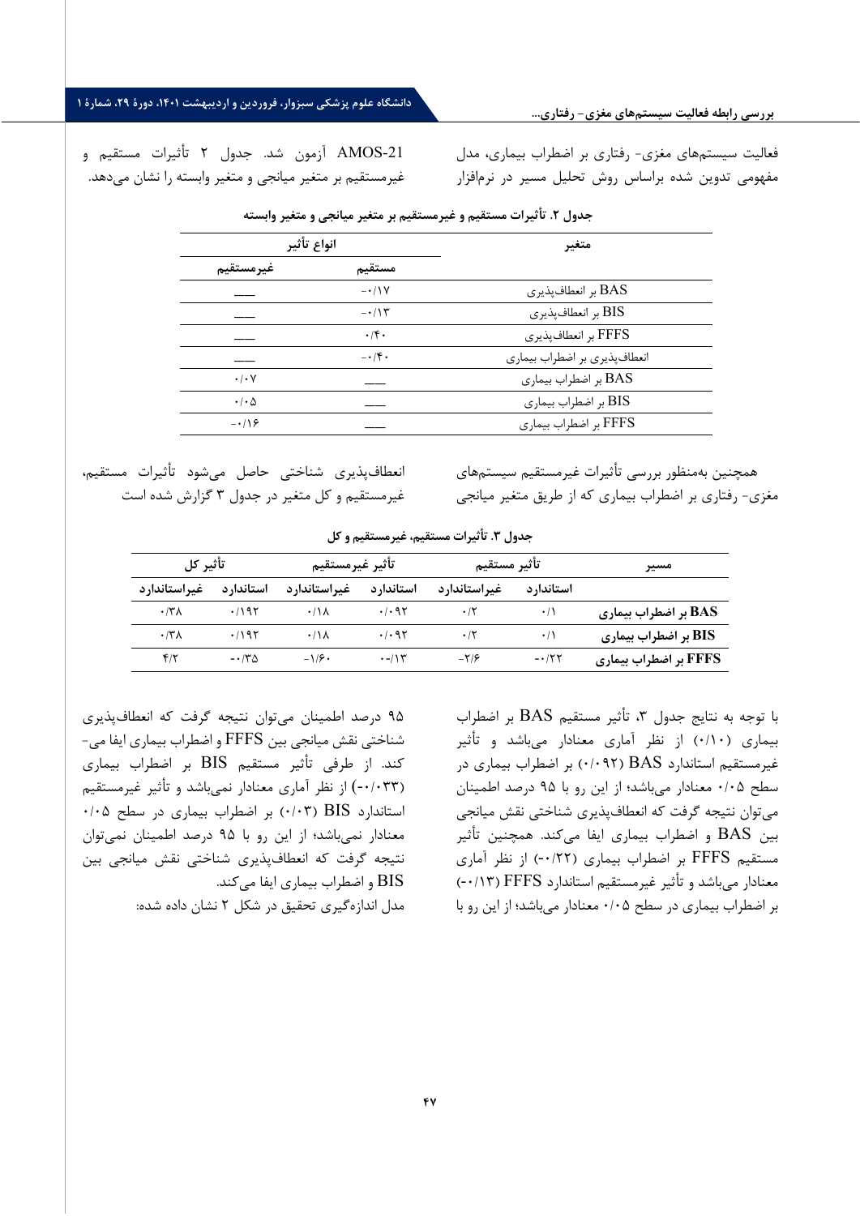فعالیت سیستم‌های مغزی- رفتاری بر اضطراب بیماری، مدل مفهومی تدوین شده براساس روش تحلیل مسیر در نرم‌افزار AMOS-21 آزمون شد. جدول ۲ تأثیرات مستقیم و غیرمستقیم بر متغیر میانجی و متغیر وابسته را نشان می‌دهد.

**جدول ۲. تأثیرات مستقیم و غیرمستقیم بر متغیر میانجی و متغیر وابسته**

| متغیر | انواع تأثیر | |
|---|---|---|
| | مستقیم | غیرمستقیم |
| BAS بر انعطاف‌پذیری | -۰/۱۷ | ___ |
| BIS بر انعطاف‌پذیری | -۰/۱۳ | ___ |
| FFFS بر انعطاف‌پذیری | ۰/۴۰ | ___ |
| انعطاف‌پذیری بر اضطراب بیماری | -۰/۴۰ | ___ |
| BAS بر اضطراب بیماری | ___ | ۰/۰۷ |
| BIS بر اضطراب بیماری | ___ | ۰/۰۵ |
| FFFS بر اضطراب بیماری | ___ | -۰/۱۶ |

همچنین به‌منظور بررسی تأثیرات غیرمستقیم سیستم‌های مغزی- رفتاری بر اضطراب بیماری که از طریق متغیر میانجی انعطاف‌پذیری شناختی حاصل می‌شود تأثیرات مستقیم، غیرمستقیم و کل متغیر در جدول ۳ گزارش شده است

**جدول ۳. تأثیرات مستقیم، غیرمستقیم و کل**

| مسیر | تأثیر مستقیم | | تأثیر غیرمستقیم | | تأثیر کل | |
|---|---|---|---|---|---|---|
| | استاندارد | غیراستاندارد | استاندارد | غیراستاندارد | استاندارد | غیراستاندارد |
| **BAS بر اضطراب بیماری** | ۰/۱ | ۰/۲ | ۰/۰۹۲ | ۰/۱۸ | ۰/۱۹۲ | ۰/۳۸ |
| **BIS بر اضطراب بیماری** | ۰/۱ | ۰/۲ | ۰/۰۹۲ | ۰/۱۸ | ۰/۱۹۲ | ۰/۳۸ |
| **FFFS بر اضطراب بیماری** | -۰/۲۲ | -۲/۶ | -۰/۱۳ | -۱/۶۰ | -۰/۳۵ | ۴/۲ |

با توجه به نتایج جدول ۳، تأثیر مستقیم BAS بر اضطراب بیماری (۰/۱۰) از نظر آماری معنادار می‌باشد و تأثیر غیرمستقیم استاندارد BAS (۰/۰۹۲) بر اضطراب بیماری در سطح ۰/۰۵ معنادار می‌باشد؛ از این رو با ۹۵ درصد اطمینان می‌توان نتیجه گرفت که انعطاف‌پذیری شناختی نقش میانجی بین BAS و اضطراب بیماری ایفا می‌کند. همچنین تأثیر مستقیم FFFS بر اضطراب بیماری (-۰/۲۲) از نظر آماری معنادار می‌باشد و تأثیر غیرمستقیم استاندارد FFFS (-۰/۱۳) بر اضطراب بیماری در سطح ۰/۰۵ معنادار می‌باشد؛ از این رو با ۹۵ درصد اطمینان می‌توان نتیجه گرفت که انعطاف‌پذیری شناختی نقش میانجی بین FFFS و اضطراب بیماری ایفا می‌کند. از طرفی تأثیر مستقیم BIS بر اضطراب بیماری (-۰/۰۳۳) از نظر آماری معنادار نمی‌باشد و تأثیر غیرمستقیم استاندارد BIS (۰/۰۳) بر اضطراب بیماری در سطح ۰/۰۵ معنادار نمی‌باشد؛ از این رو با ۹۵ درصد اطمینان نمی‌توان نتیجه گرفت که انعطاف‌پذیری شناختی نقش میانجی بین BIS و اضطراب بیماری ایفا می‌کند.

مدل اندازه‌گیری تحقیق در شکل ۲ نشان داده شده: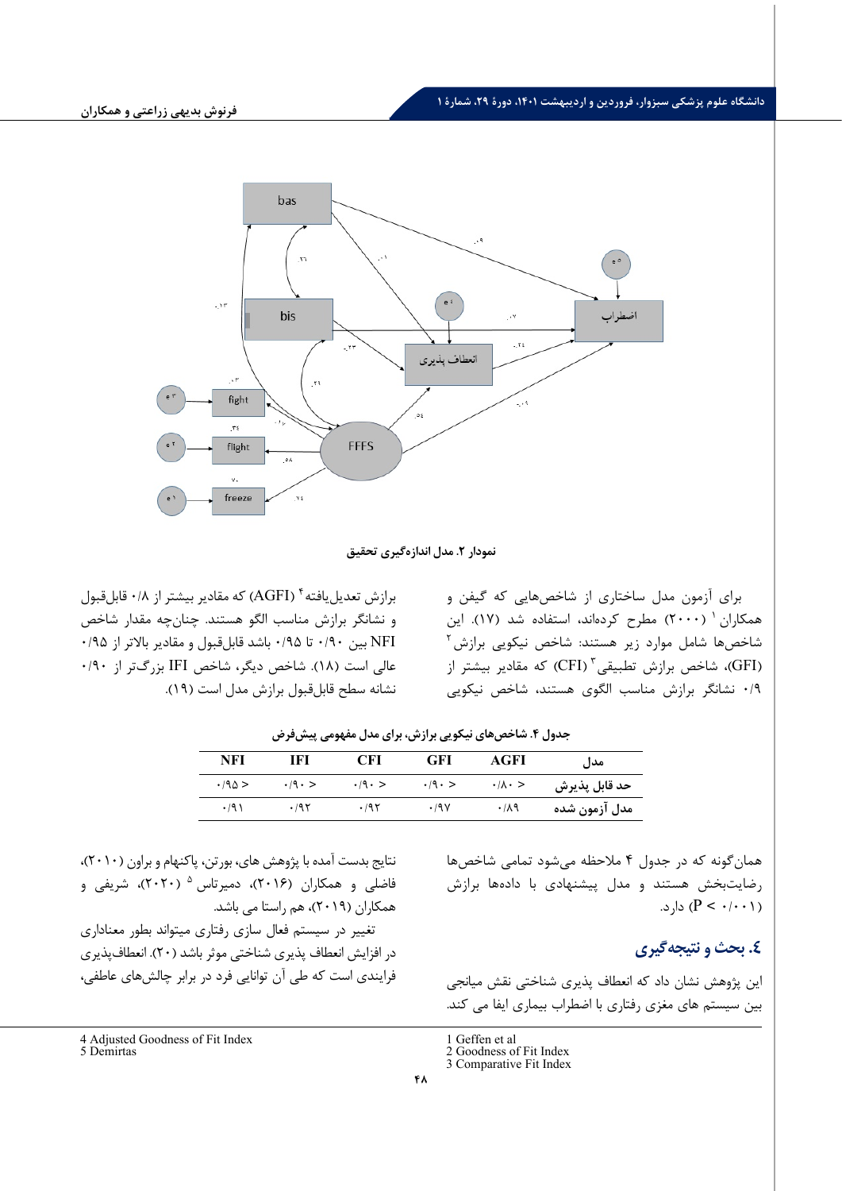نمودار ۲. مدل اندازه‌گیری تحقیق

برای آزمون مدل ساختاری از شاخص‌هایی که گیفن و همکاران[1] (۲۰۰۰) مطرح کرده‌اند، استفاده شد (۱۷). این شاخص‌ها شامل موارد زیر هستند: شاخص نیکویی برازش[2] (GFI)، شاخص برازش تطبیقی[3] (CFI) که مقادیر بیشتر از ۰/۹ نشانگر برازش مناسب الگوی هستند، شاخص نیکویی برازش تعدیل‌یافته[4] (AGFI) که مقادیر بیشتر از ۰/۸ قابل‌قبول و نشانگر برازش مناسب الگو هستند. چنان‌چه مقدار شاخص NFI بین ۰/۹۰ تا ۰/۹۵ باشد قابل‌قبول و مقادیر بالاتر از ۰/۹۵ عالی است (۱۸). شاخص دیگر، شاخص IFI بزرگ‌تر از ۰/۹۰ نشانه سطح قابل‌قبول برازش مدل است (۱۹).

جدول ۴. شاخص‌های نیکویی برازش، برای مدل مفهومی پیش‌فرض

| مدل | AGFI | GFI | CFI | IFI | NFI |
|---|---|---|---|---|---|
| حد قابل پذیرش | ۰/۸۰ < | ۰/۹۰ < | ۰/۹۰ < | ۰/۹۰ < | ۰/۹۵ < |
| مدل آزمون شده | ۰/۸۹ | ۰/۹۷ | ۰/۹۲ | ۰/۹۲ | ۰/۹۱ |

همان‌گونه که در جدول ۴ ملاحظه می‌شود تمامی شاخص‌ها رضایت‌بخش هستند و مدل پیشنهادی با داده‌ها برازش ($P < ۰/۰۰۱$) دارد.

## ٤. بحث و نتیجه‌گیری

این پژوهش نشان داد که انعطاف پذیری شناختی نقش میانجی بین سیستم های مغزی رفتاری با اضطراب بیماری ایفا می کند. نتایج بدست آمده با پژوهش های، بورتن، پاکنهام و براون (۲۰۱۰)، فاضلی و همکاران (۲۰۱۶)، دمیرتاس[5] (۲۰۲۰)، شریفی و همکاران (۲۰۱۹)، هم راستا می باشد.

تغییر در سیستم فعال سازی رفتاری میتواند بطور معناداری در افزایش انعطاف پذیری شناختی موثر باشد (۲۰). انعطاف‌پذیری فرایندی است که طی آن توانایی فرد در برابر چالش‌های عاطفی،

---

1 Geffen et al
2 Goodness of Fit Index
3 Comparative Fit Index
4 Adjusted Goodness of Fit Index
5 Demirtas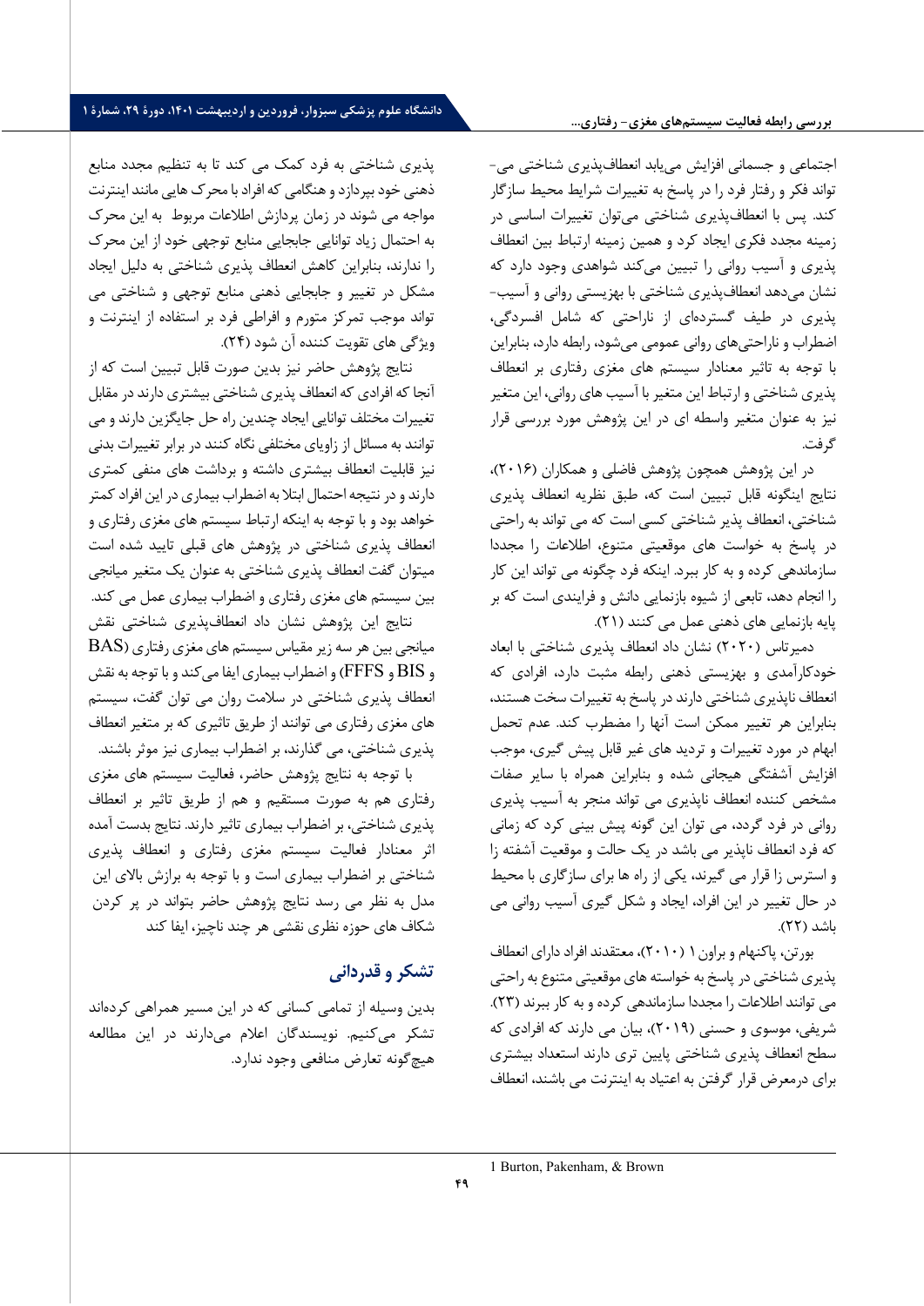اجتماعی و جسمانی افزایش می‌یابد انعطاف‌پذیری شناختی می‌تواند فکر و رفتار فرد را در پاسخ به تغییرات شرایط محیط سازگار کند. پس با انعطاف‌پذیری شناختی می‌توان تغییرات اساسی در زمینه مجدد فکری ایجاد کرد و همین زمینه ارتباط بین انعطاف پذیری و آسیب روانی را تبیین می‌کند شواهدی وجود دارد که نشان می‌دهد انعطاف‌پذیری شناختی با بهزیستی روانی و آسیب‌پذیری در طیف گسترده‌ای از ناراحتی که شامل افسردگی، اضطراب و ناراحتی‌های روانی عمومی می‌شود، رابطه دارد، بنابراین با توجه به تاثیر معنادار سیستم های مغزی رفتاری بر انعطاف پذیری شناختی و ارتباط این متغیر با آسیب های روانی، این متغیر نیز به عنوان متغیر واسطه ای در این پژوهش مورد بررسی قرار گرفت.

در این پژوهش همچون پژوهش فاضلی و همکاران (۲۰۱۶)، نتایج اینگونه قابل تبیین است که، طبق نظریه انعطاف پذیری شناختی، انعطاف پذیر شناختی کسی است که می تواند به راحتی در پاسخ به خواست های موقعیتی متنوع، اطلاعات را مجددا سازماندهی کرده و به کار ببرد. اینکه فرد چگونه می تواند این کار را انجام دهد، تابعی از شیوه بازنمایی دانش و فرایندی است که بر پایه بازنمایی های ذهنی عمل می کنند (۲۱).

دمیرتاس (۲۰۲۰) نشان داد انعطاف پذیری شناختی با ابعاد خودکارآمدی و بهزیستی ذهنی رابطه مثبت دارد، افرادی که انعطاف ناپذیری شناختی دارند در پاسخ به تغییرات سخت هستند، بنابراین هر تغییر ممکن است آنها را مضطرب کند. عدم تحمل ابهام در مورد تغییرات و تردید های غیر قابل پیش گیری، موجب افزایش آشفتگی هیجانی شده و بنابراین همراه با سایر صفات مشخص کننده انعطاف ناپذیری می تواند منجر به آسیب پذیری روانی در فرد گردد، می توان این گونه پیش بینی کرد که زمانی که فرد انعطاف ناپذیر می باشد در یک حالت و موقعیت آشفته زا و استرس زا قرار می گیرند، یکی از راه ها برای سازگاری با محیط در حال تغییر در این افراد، ایجاد و شکل گیری آسیب روانی می باشد (۲۲).

بورتن، پاکنهام و براون[1] (۲۰۱۰)، معتقدند افراد دارای انعطاف پذیری شناختی در پاسخ به خواسته های موقعیتی متنوع به راحتی می توانند اطلاعات را مجددا سازماندهی کرده و به کار ببرند (۲۳). شریفی، موسوی و حسنی (۲۰۱۹)، بیان می دارند که افرادی که سطح انعطاف پذیری شناختی پایین تری دارند استعداد بیشتری برای درمعرض قرار گرفتن به اعتیاد به اینترنت می باشند، انعطاف پذیری شناختی به فرد کمک می کند تا به تنظیم مجدد منابع ذهنی خود بپردازد و هنگامی که افراد با محرک هایی مانند اینترنت مواجه می شوند در زمان پردازش اطلاعات مربوط به این محرک به احتمال زیاد توانایی جابجایی منابع توجهی خود از این محرک را ندارند، بنابراین کاهش انعطاف پذیری شناختی به دلیل ایجاد مشکل در تغییر و جابجایی ذهنی منابع توجهی و شناختی می تواند موجب تمرکز متورم و افراطی فرد بر استفاده از اینترنت و ویژگی های تقویت کننده آن شود (۲۴).

نتایج پژوهش حاضر نیز بدین صورت قابل تبیین است که از آنجا که افرادی که انعطاف پذیری شناختی بیشتری دارند در مقابل تغییرات مختلف توانایی ایجاد چندین راه حل جایگزین دارند و می توانند به مسائل از زاویای مختلفی نگاه کنند در برابر تغییرات بدنی نیز قابلیت انعطاف بیشتری داشته و برداشت های منفی کمتری دارند و در نتیجه احتمال ابتلا به اضطراب بیماری در این افراد کمتر خواهد بود و با توجه به اینکه ارتباط سیستم های مغزی رفتاری و انعطاف پذیری شناختی در پژوهش های قبلی تایید شده است میتوان گفت انعطاف پذیری شناختی به عنوان یک متغیر میانجی بین سیستم های مغزی رفتاری و اضطراب بیماری عمل می کند.

نتایج این پژوهش نشان داد انعطاف‌پذیری شناختی نقش میانجی بین هر سه زیر مقیاس سیستم های مغزی رفتاری (BAS و BIS و FFFS) و اضطراب بیماری ایفا می‌کند و با توجه به نقش انعطاف پذیری شناختی در سلامت روان می توان گفت، سیستم های مغزی رفتاری می توانند از طریق تاثیری که بر متغیر انعطاف پذیری شناختی، می گذارند، بر اضطراب بیماری نیز موثر باشند.

با توجه به نتایج پژوهش حاضر، فعالیت سیستم های مغزی رفتاری هم به صورت مستقیم و هم از طریق تاثیر بر انعطاف پذیری شناختی، بر اضطراب بیماری تاثیر دارند. نتایج بدست آمده اثر معنادار فعالیت سیستم مغزی رفتاری و انعطاف پذیری شناختی بر اضطراب بیماری است و با توجه به برازش بالای این مدل به نظر می رسد نتایج پژوهش حاضر بتواند در پر کردن شکاف های حوزه نظری نقشی هر چند ناچیز، ایفا کند

## تشکر و قدردانی

بدین وسیله از تمامی کسانی که در این مسیر همراهی کرده‌اند تشکر می‌کنیم. نویسندگان اعلام می‌دارند در این مطالعه هیچ‌گونه تعارض منافعی وجود ندارد.

---

[1] Burton, Pakenham, & Brown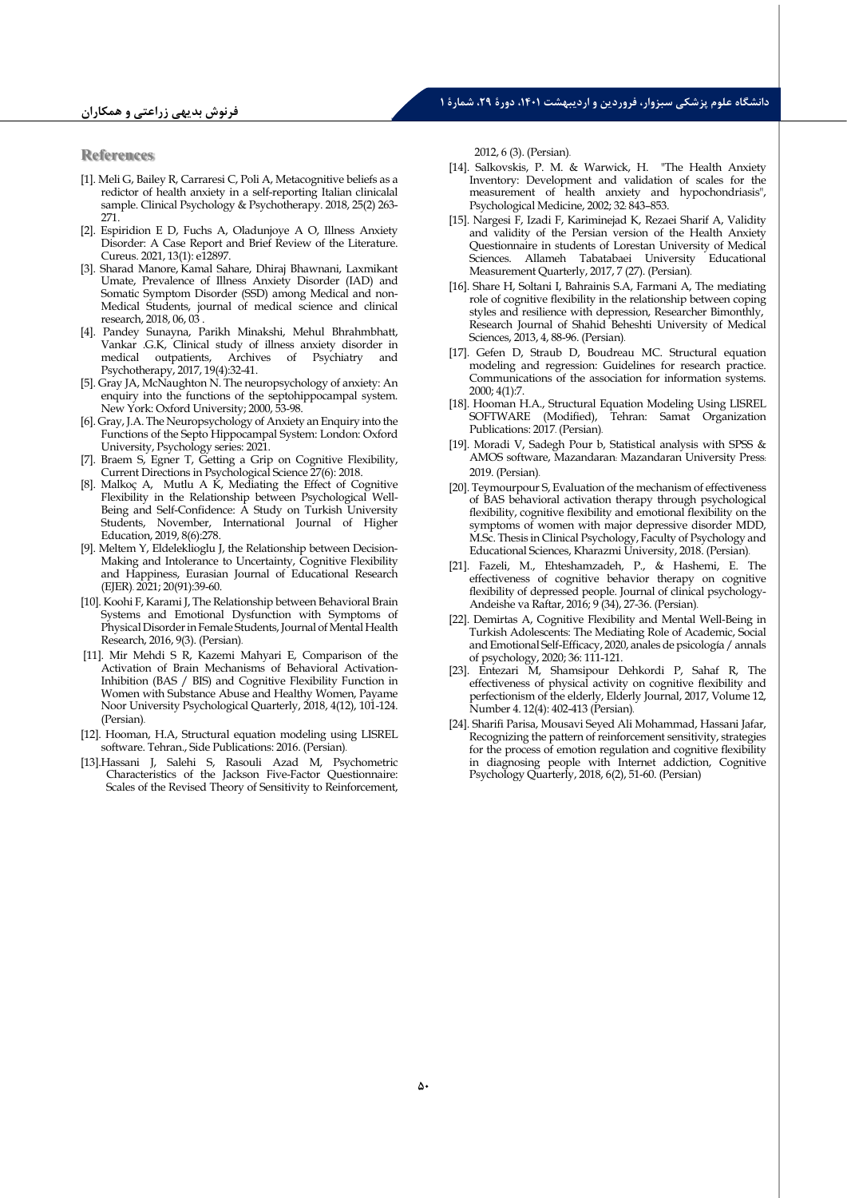## References

[1]. Meli G, Bailey R, Carraresi C, Poli A, Metacognitive beliefs as a redictor of health anxiety in a self-reporting Italian clinicalal sample. Clinical Psychology & Psychotherapy. 2018, 25(2) 263-271.

[2]. Espiridion E D, Fuchs A, Oladunjoye A O, Illness Anxiety Disorder: A Case Report and Brief Review of the Literature. Cureus. 2021, 13(1): e12897.

[3]. Sharad Manore, Kamal Sahare, Dhiraj Bhawnani, Laxmikant Umate, Prevalence of Illness Anxiety Disorder (IAD) and Somatic Symptom Disorder (SSD) among Medical and non-Medical Students, journal of medical science and clinical research, 2018, 06, 03 .

[4]. Pandey Sunayna, Parikh Minakshi, Mehul Bhrahmbhatt, Vankar .G.K, Clinical study of illness anxiety disorder in medical outpatients, Archives of Psychiatry and Psychotherapy, 2017, 19(4):32-41.

[5]. Gray JA, McNaughton N. The neuropsychology of anxiety: An enquiry into the functions of the septohippocampal system. New York: Oxford University; 2000, 53-98.

[6]. Gray, J.A. The Neuropsychology of Anxiety an Enquiry into the Functions of the Septo Hippocampal System: London: Oxford University, Psychology series: 2021.

[7]. Braem S, Egner T, Getting a Grip on Cognitive Flexibility, Current Directions in Psychological Science 27(6): 2018.

[8]. Malkoç A, Mutlu A K, Mediating the Effect of Cognitive Flexibility in the Relationship between Psychological Well-Being and Self-Confidence: A Study on Turkish University Students, November, International Journal of Higher Education, 2019, 8(6):278.

[9]. Meltem Y, Eldeleklioglu J, the Relationship between Decision-Making and Intolerance to Uncertainty, Cognitive Flexibility and Happiness, Eurasian Journal of Educational Research (EJER). 2021; 20(91):39-60.

[10]. Koohi F, Karami J, The Relationship between Behavioral Brain Systems and Emotional Dysfunction with Symptoms of Physical Disorder in Female Students, Journal of Mental Health Research, 2016, 9(3). (Persian).

[11]. Mir Mehdi S R, Kazemi Mahyari E, Comparison of the Activation of Brain Mechanisms of Behavioral Activation-Inhibition (BAS / BIS) and Cognitive Flexibility Function in Women with Substance Abuse and Healthy Women, Payame Noor University Psychological Quarterly, 2018, 4(12), 101-124. (Persian).

[12]. Hooman, H.A, Structural equation modeling using LISREL software. Tehran., Side Publications: 2016. (Persian).

[13]. Hassani J, Salehi S, Rasouli Azad M, Psychometric Characteristics of the Jackson Five-Factor Questionnaire: Scales of the Revised Theory of Sensitivity to Reinforcement, 2012, 6 (3). (Persian).

[14]. Salkovskis, P. M. & Warwick, H. "The Health Anxiety Inventory: Development and validation of scales for the measurement of health anxiety and hypochondriasis", Psychological Medicine, 2002; 32. 843–853.

[15]. Nargesi F, Izadi F, Kariminejad K, Rezaei Sharif A, Validity and validity of the Persian version of the Health Anxiety Questionnaire in students of Lorestan University of Medical Sciences. Allameh Tabatabaei University Educational Measurement Quarterly, 2017, 7 (27). (Persian).

[16]. Share H, Soltani I, Bahrainis S.A, Farmani A, The mediating role of cognitive flexibility in the relationship between coping styles and resilience with depression, Researcher Bimonthly, Research Journal of Shahid Beheshti University of Medical Sciences, 2013, 4, 88-96. (Persian).

[17]. Gefen D, Straub D, Boudreau MC. Structural equation modeling and regression: Guidelines for research practice. Communications of the association for information systems. 2000; 4(1):7.

[18]. Hooman H.A., Structural Equation Modeling Using LISREL SOFTWARE (Modified), Tehran: Samat Organization Publications: 2017. (Persian).

[19]. Moradi V, Sadegh Pour b, Statistical analysis with SPSS & AMOS software, Mazandaran: Mazandaran University Press: 2019. (Persian).

[20]. Teymourpour S, Evaluation of the mechanism of effectiveness of BAS behavioral activation therapy through psychological flexibility, cognitive flexibility and emotional flexibility on the symptoms of women with major depressive disorder MDD, M.Sc. Thesis in Clinical Psychology, Faculty of Psychology and Educational Sciences, Kharazmi University, 2018. (Persian).

[21]. Fazeli, M., Ehteshamzadeh, P., & Hashemi, E. The effectiveness of cognitive behavior therapy on cognitive flexibility of depressed people. Journal of clinical psychology-Andeishe va Raftar, 2016; 9 (34), 27-36. (Persian).

[22]. Demirtas A, Cognitive Flexibility and Mental Well-Being in Turkish Adolescents: The Mediating Role of Academic, Social and Emotional Self-Efficacy, 2020, anales de psicología / annals of psychology, 2020; 36: 111-121.

[23]. Entezari M, Shamsipour Dehkordi P, Sahaf R, The effectiveness of physical activity on cognitive flexibility and perfectionism of the elderly, Elderly Journal, 2017, Volume 12, Number 4. 12(4): 402-413 (Persian).

[24]. Sharifi Parisa, Mousavi Seyed Ali Mohammad, Hassani Jafar, Recognizing the pattern of reinforcement sensitivity, strategies for the process of emotion regulation and cognitive flexibility in diagnosing people with Internet addiction, Cognitive Psychology Quarterly, 2018, 6(2), 51-60. (Persian)